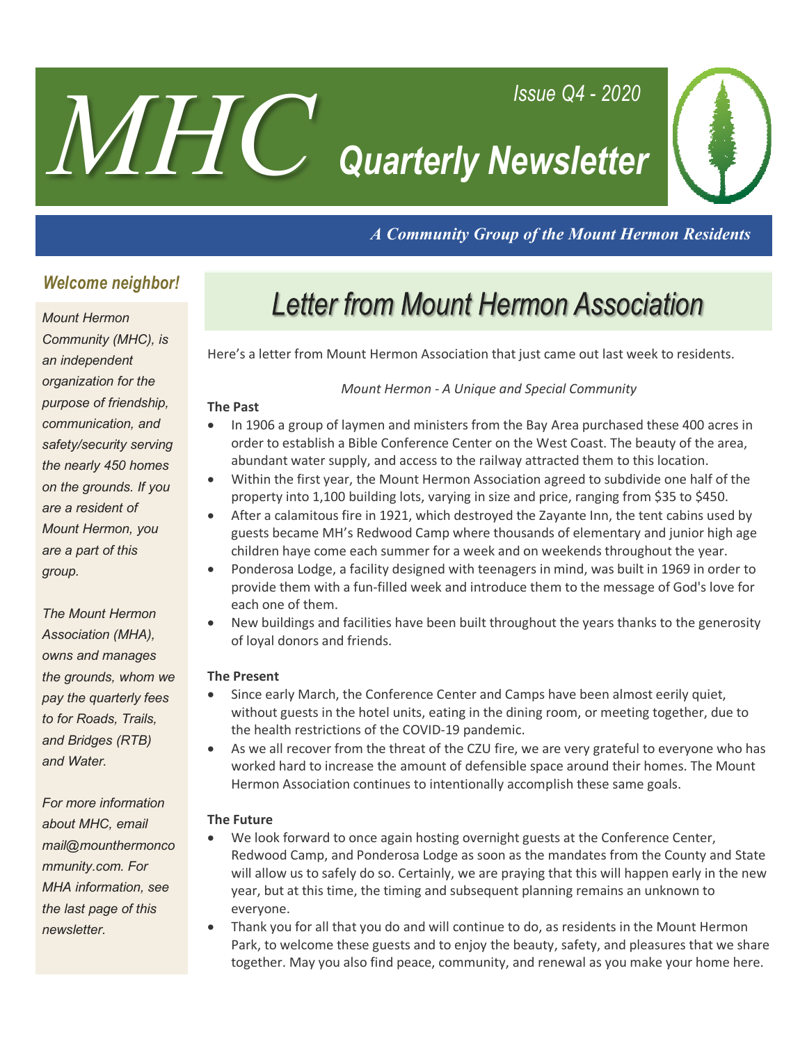# MHC Quarterly Newsletter

*Issue Q4 - 2020*

***A Community Group of the Mount Hermon Residents***

### *Welcome neighbor!*

*Mount Hermon Community (MHC), is an independent organization for the purpose of friendship, communication, and safety/security serving the nearly 450 homes on the grounds. If you are a resident of Mount Hermon, you are a part of this group.*

*The Mount Hermon Association (MHA), owns and manages the grounds, whom we pay the quarterly fees to for Roads, Trails, and Bridges (RTB) and Water.*

*For more information about MHC, email mail@mounthermoncommunity.com. For MHA information, see the last page of this newsletter.*

## *Letter from Mount Hermon Association*

Here's a letter from Mount Hermon Association that just came out last week to residents.

*Mount Hermon - A Unique and Special Community*

**The Past**

- In 1906 a group of laymen and ministers from the Bay Area purchased these 400 acres in order to establish a Bible Conference Center on the West Coast. The beauty of the area, abundant water supply, and access to the railway attracted them to this location.
- Within the first year, the Mount Hermon Association agreed to subdivide one half of the property into 1,100 building lots, varying in size and price, ranging from $35 to $450.
- After a calamitous fire in 1921, which destroyed the Zayante Inn, the tent cabins used by guests became MH's Redwood Camp where thousands of elementary and junior high age children haye come each summer for a week and on weekends throughout the year.
- Ponderosa Lodge, a facility designed with teenagers in mind, was built in 1969 in order to provide them with a fun-filled week and introduce them to the message of God's love for each one of them.
- New buildings and facilities have been built throughout the years thanks to the generosity of loyal donors and friends.

**The Present**

- Since early March, the Conference Center and Camps have been almost eerily quiet, without guests in the hotel units, eating in the dining room, or meeting together, due to the health restrictions of the COVID-19 pandemic.
- As we all recover from the threat of the CZU fire, we are very grateful to everyone who has worked hard to increase the amount of defensible space around their homes. The Mount Hermon Association continues to intentionally accomplish these same goals.

**The Future**

- We look forward to once again hosting overnight guests at the Conference Center, Redwood Camp, and Ponderosa Lodge as soon as the mandates from the County and State will allow us to safely do so. Certainly, we are praying that this will happen early in the new year, but at this time, the timing and subsequent planning remains an unknown to everyone.
- Thank you for all that you do and will continue to do, as residents in the Mount Hermon Park, to welcome these guests and to enjoy the beauty, safety, and pleasures that we share together. May you also find peace, community, and renewal as you make your home here.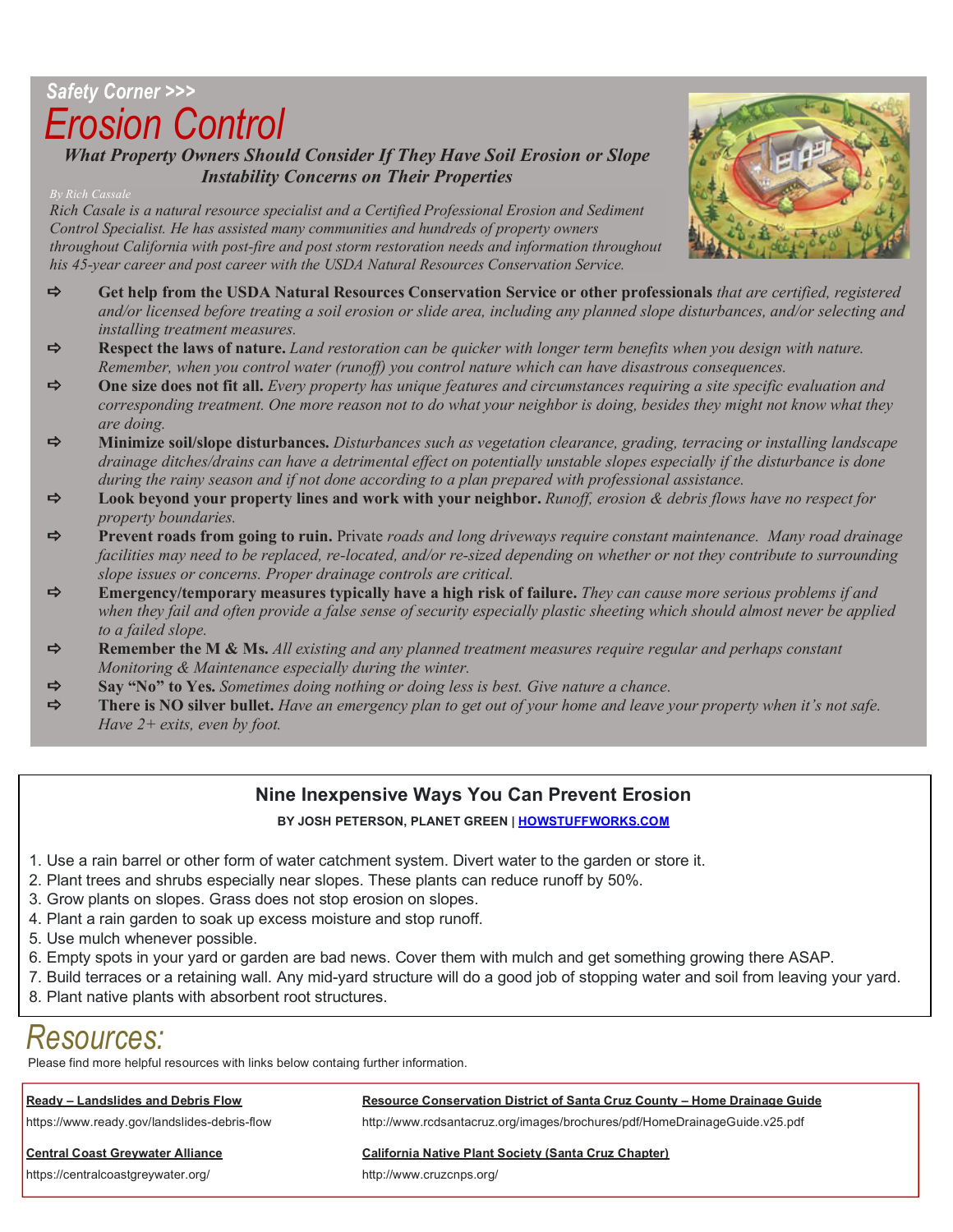Safety Corner >>>

# Erosion Control

## What Property Owners Should Consider If They Have Soil Erosion or Slope Instability Concerns on Their Properties

*By Rich Cassale*

*Rich Casale is a natural resource specialist and a Certified Professional Erosion and Sediment Control Specialist. He has assisted many communities and hundreds of property owners throughout California with post-fire and post storm restoration needs and information throughout his 45-year career and post career with the USDA Natural Resources Conservation Service.*

- ⇨ **Get help from the USDA Natural Resources Conservation Service or other professionals** *that are certified, registered and/or licensed before treating a soil erosion or slide area, including any planned slope disturbances, and/or selecting and installing treatment measures.*
- ⇨ **Respect the laws of nature.** *Land restoration can be quicker with longer term benefits when you design with nature. Remember, when you control water (runoff) you control nature which can have disastrous consequences.*
- ⇨ **One size does not fit all.** *Every property has unique features and circumstances requiring a site specific evaluation and corresponding treatment. One more reason not to do what your neighbor is doing, besides they might not know what they are doing.*
- ⇨ **Minimize soil/slope disturbances.** *Disturbances such as vegetation clearance, grading, terracing or installing landscape drainage ditches/drains can have a detrimental effect on potentially unstable slopes especially if the disturbance is done during the rainy season and if not done according to a plan prepared with professional assistance.*
- ⇨ **Look beyond your property lines and work with your neighbor.** *Runoff, erosion & debris flows have no respect for property boundaries.*
- ⇨ **Prevent roads from going to ruin.** Private *roads and long driveways require constant maintenance. Many road drainage facilities may need to be replaced, re-located, and/or re-sized depending on whether or not they contribute to surrounding slope issues or concerns. Proper drainage controls are critical.*
- ⇨ **Emergency/temporary measures typically have a high risk of failure.** *They can cause more serious problems if and when they fail and often provide a false sense of security especially plastic sheeting which should almost never be applied to a failed slope.*
- ⇨ **Remember the M & Ms.** *All existing and any planned treatment measures require regular and perhaps constant Monitoring & Maintenance especially during the winter.*
- ⇨ **Say "No" to Yes.** *Sometimes doing nothing or doing less is best. Give nature a chance.*
- ⇨ **There is NO silver bullet.** *Have an emergency plan to get out of your home and leave your property when it's not safe. Have 2+ exits, even by foot.*

## Nine Inexpensive Ways You Can Prevent Erosion

**BY JOSH PETERSON, PLANET GREEN | [HOWSTUFFWORKS.COM](HOWSTUFFWORKS.COM)**

1. Use a rain barrel or other form of water catchment system. Divert water to the garden or store it.
2. Plant trees and shrubs especially near slopes. These plants can reduce runoff by 50%.
3. Grow plants on slopes. Grass does not stop erosion on slopes.
4. Plant a rain garden to soak up excess moisture and stop runoff.
5. Use mulch whenever possible.
6. Empty spots in your yard or garden are bad news. Cover them with mulch and get something growing there ASAP.
7. Build terraces or a retaining wall. Any mid-yard structure will do a good job of stopping water and soil from leaving your yard.
8. Plant native plants with absorbent root structures.

# Resources:

Please find more helpful resources with links below containg further information.

**Ready – Landslides and Debris Flow**
https://www.ready.gov/landslides-debris-flow

**Resource Conservation District of Santa Cruz County – Home Drainage Guide**
http://www.rcdsantacruz.org/images/brochures/pdf/HomeDrainageGuide.v25.pdf

**Central Coast Greywater Alliance**
https://centralcoastgreywater.org/

**California Native Plant Society (Santa Cruz Chapter)**
http://www.cruzcnps.org/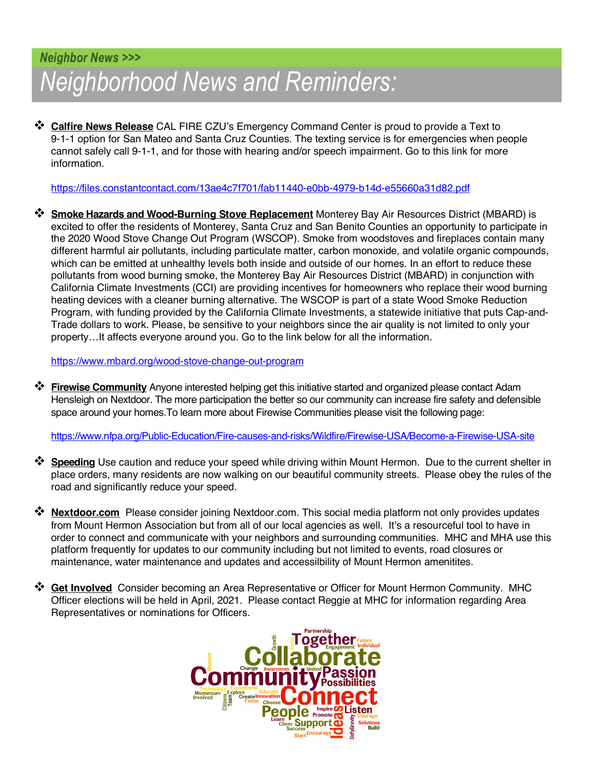Neighbor News >>>

# Neighborhood News and Reminders:

- **Calfire News Release** CAL FIRE CZU's Emergency Command Center is proud to provide a Text to 9-1-1 option for San Mateo and Santa Cruz Counties. The texting service is for emergencies when people cannot safely call 9-1-1, and for those with hearing and/or speech impairment. Go to this link for more information.

  https://files.constantcontact.com/13ae4c7f701/fab11440-e0bb-4979-b14d-e55660a31d82.pdf

- **Smoke Hazards and Wood-Burning Stove Replacement** Monterey Bay Air Resources District (MBARD) is excited to offer the residents of Monterey, Santa Cruz and San Benito Counties an opportunity to participate in the 2020 Wood Stove Change Out Program (WSCOP). Smoke from woodstoves and fireplaces contain many different harmful air pollutants, including particulate matter, carbon monoxide, and volatile organic compounds, which can be emitted at unhealthy levels both inside and outside of our homes. In an effort to reduce these pollutants from wood burning smoke, the Monterey Bay Air Resources District (MBARD) in conjunction with California Climate Investments (CCI) are providing incentives for homeowners who replace their wood burning heating devices with a cleaner burning alternative. The WSCOP is part of a state Wood Smoke Reduction Program, with funding provided by the California Climate Investments, a statewide initiative that puts Cap-and-Trade dollars to work. Please, be sensitive to your neighbors since the air quality is not limited to only your property…It affects everyone around you. Go to the link below for all the information.

  https://www.mbard.org/wood-stove-change-out-program

- **Firewise Community** Anyone interested helping get this initiative started and organized please contact Adam Hensleigh on Nextdoor. The more participation the better so our community can increase fire safety and defensible space around your homes.To learn more about Firewise Communities please visit the following page:

  https://www.nfpa.org/Public-Education/Fire-causes-and-risks/Wildfire/Firewise-USA/Become-a-Firewise-USA-site

- **Speeding** Use caution and reduce your speed while driving within Mount Hermon. Due to the current shelter in place orders, many residents are now walking on our beautiful community streets. Please obey the rules of the road and significantly reduce your speed.

- **Nextdoor.com** Please consider joining Nextdoor.com. This social media platform not only provides updates from Mount Hermon Association but from all of our local agencies as well. It's a resourceful tool to have in order to connect and communicate with your neighbors and surrounding communities. MHC and MHA use this platform frequently for updates to our community including but not limited to events, road closures or maintenance, water maintenance and updates and accessilbility of Mount Hermon amenitites.

- **Get Involved** Consider becoming an Area Representative or Officer for Mount Hermon Community. MHC Officer elections will be held in April, 2021. Please contact Reggie at MHC for information regarding Area Representatives or nominations for Officers.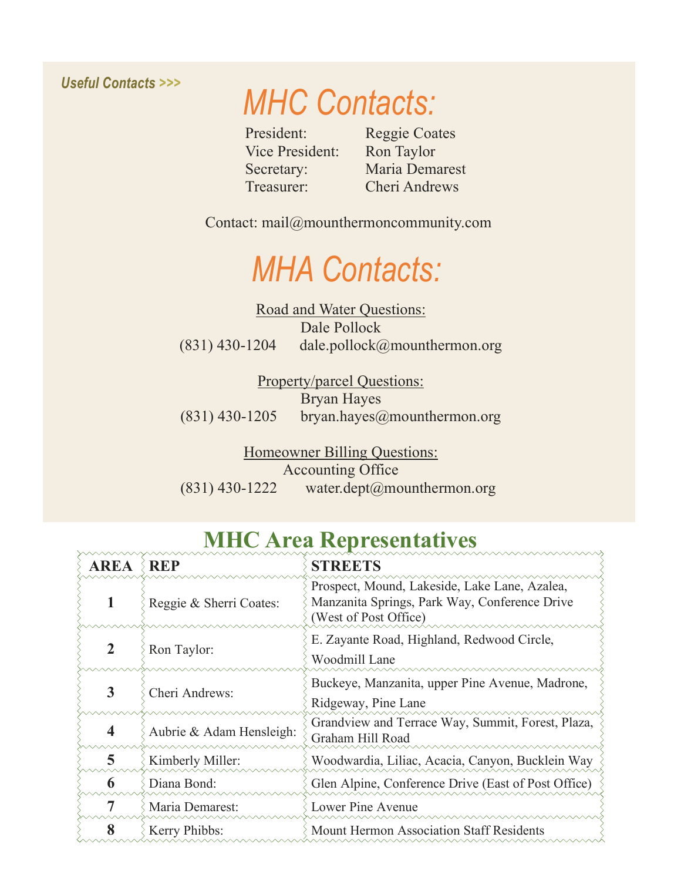*Useful Contacts >>>*

## MHC Contacts:

President: Reggie Coates
Vice President: Ron Taylor
Secretary: Maria Demarest
Treasurer: Cheri Andrews

Contact: mail@mounthermoncommunity.com

## MHA Contacts:

Road and Water Questions:
Dale Pollock
(831) 430-1204 dale.pollock@mounthermon.org

Property/parcel Questions:
Bryan Hayes
(831) 430-1205 bryan.hayes@mounthermon.org

Homeowner Billing Questions:
Accounting Office
(831) 430-1222 water.dept@mounthermon.org

## MHC Area Representatives

| AREA | REP | STREETS |
|---|---|---|
| 1 | Reggie & Sherri Coates: | Prospect, Mound, Lakeside, Lake Lane, Azalea, Manzanita Springs, Park Way, Conference Drive (West of Post Office) |
| 2 | Ron Taylor: | E. Zayante Road, Highland, Redwood Circle, Woodmill Lane |
| 3 | Cheri Andrews: | Buckeye, Manzanita, upper Pine Avenue, Madrone, Ridgeway, Pine Lane |
| 4 | Aubrie & Adam Hensleigh: | Grandview and Terrace Way, Summit, Forest, Plaza, Graham Hill Road |
| 5 | Kimberly Miller: | Woodwardia, Liliac, Acacia, Canyon, Bucklein Way |
| 6 | Diana Bond: | Glen Alpine, Conference Drive (East of Post Office) |
| 7 | Maria Demarest: | Lower Pine Avenue |
| 8 | Kerry Phibbs: | Mount Hermon Association Staff Residents |